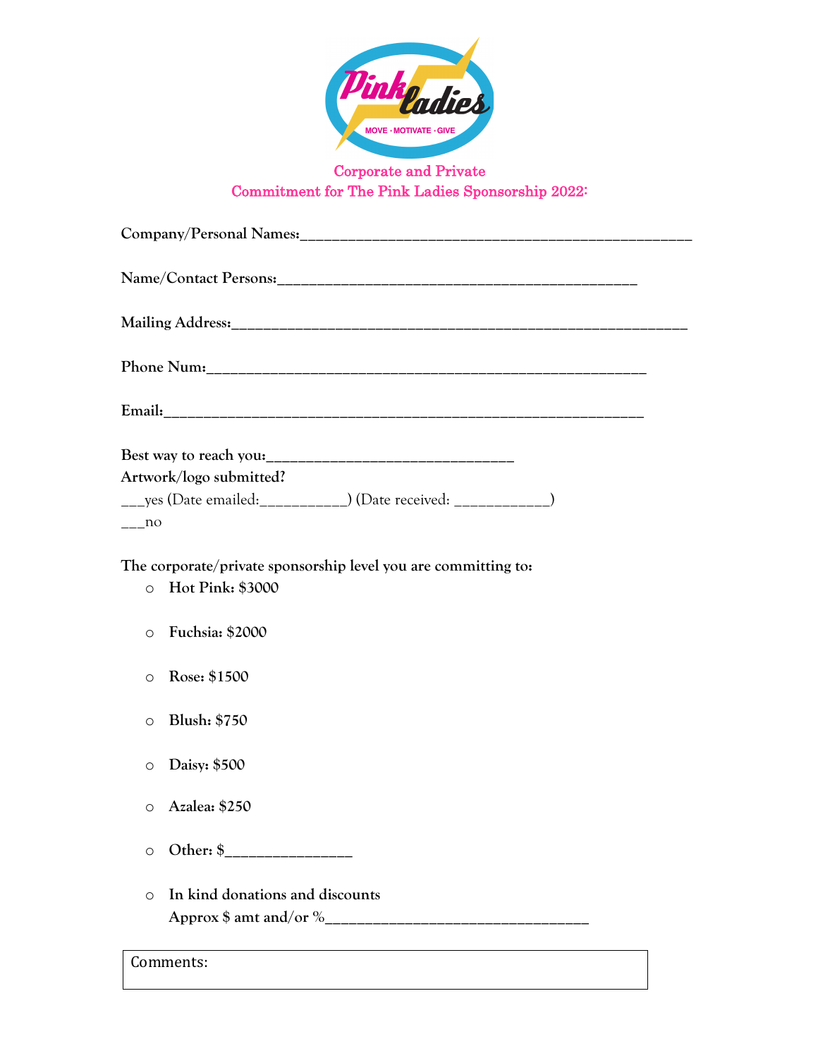Pink Ladies

MOVE · MOTIVATE · GIVE

## Corporate and Private
## Commitment for The Pink Ladies Sponsorship 2022:

**Company/Personal Names:**_____________________________________________________

**Name/Contact Persons:**_____________________________________________

**Mailing Address:**____________________________________________________________

**Phone Num:**_________________________________________________________

**Email:**______________________________________________________________

**Best way to reach you:**______________________________

**Artwork/logo submitted?**

___yes (Date emailed:___________) (Date received: ____________)

___no

**The corporate/private sponsorship level you are committing to:**

- ○ **Hot Pink: $3000**
- ○ **Fuchsia: $2000**
- ○ **Rose: $1500**
- ○ **Blush: $750**
- ○ **Daisy: $500**
- ○ **Azalea: $250**
- ○ **Other: $**________________
- ○ **In kind donations and discounts**
  **Approx $ amt and/or %**__________________________________

| Comments: |
|---|
| |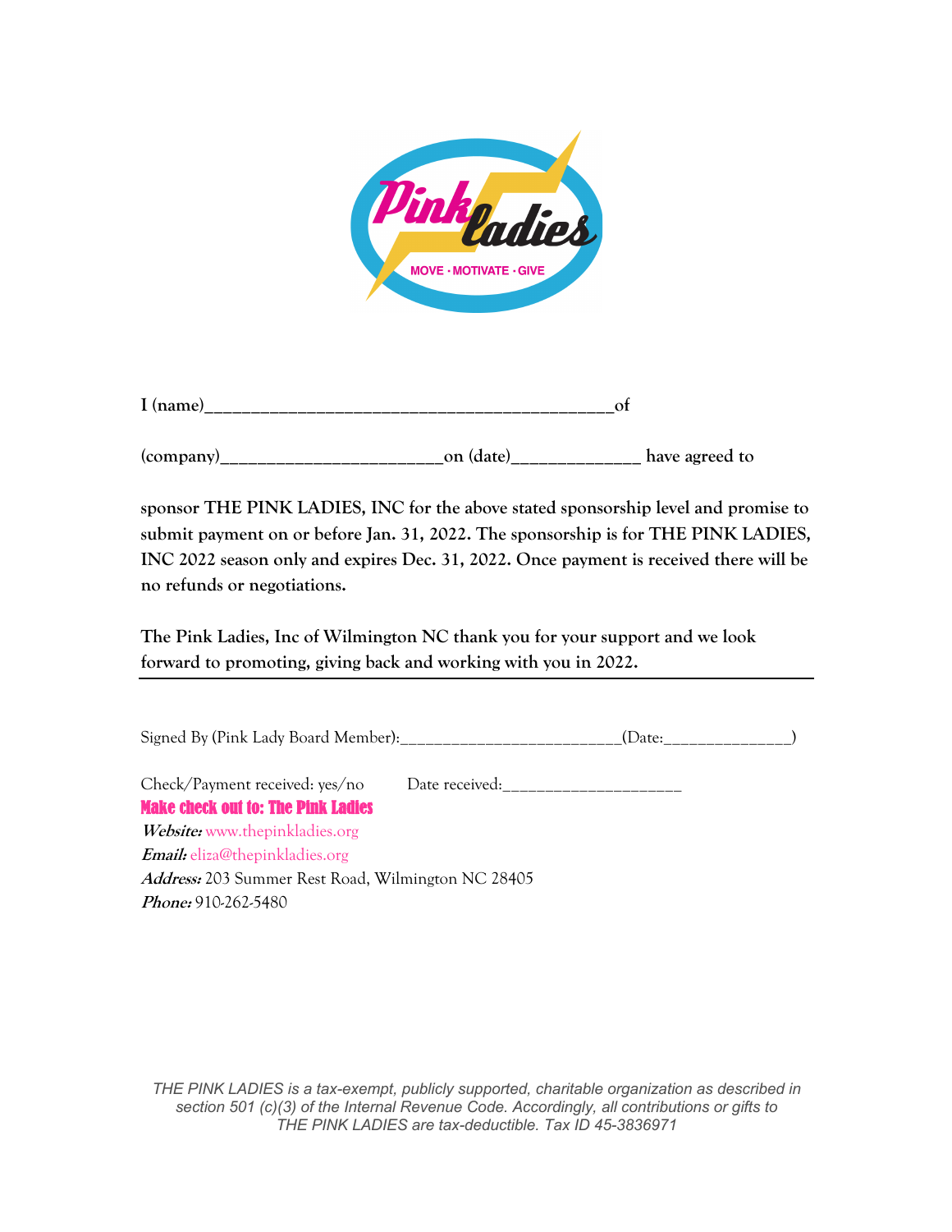**I (name)______________________________________________of**

**(company)________________________on (date)______________ have agreed to**

**sponsor THE PINK LADIES, INC for the above stated sponsorship level and promise to submit payment on or before Jan. 31, 2022. The sponsorship is for THE PINK LADIES, INC 2022 season only and expires Dec. 31, 2022. Once payment is received there will be no refunds or negotiations.**

**The Pink Ladies, Inc of Wilmington NC thank you for your support and we look forward to promoting, giving back and working with you in 2022.**

---

Signed By (Pink Lady Board Member):________________________(Date:______________)

Check/Payment received: yes/no    Date received:____________________

**Make check out to: The Pink Ladies**

***Website:*** www.thepinkladies.org

***Email:*** eliza@thepinkladies.org

***Address:*** 203 Summer Rest Road, Wilmington NC 28405

***Phone:*** 910-262-5480

*THE PINK LADIES is a tax-exempt, publicly supported, charitable organization as described in section 501 (c)(3) of the Internal Revenue Code. Accordingly, all contributions or gifts to THE PINK LADIES are tax-deductible. Tax ID 45-3836971*